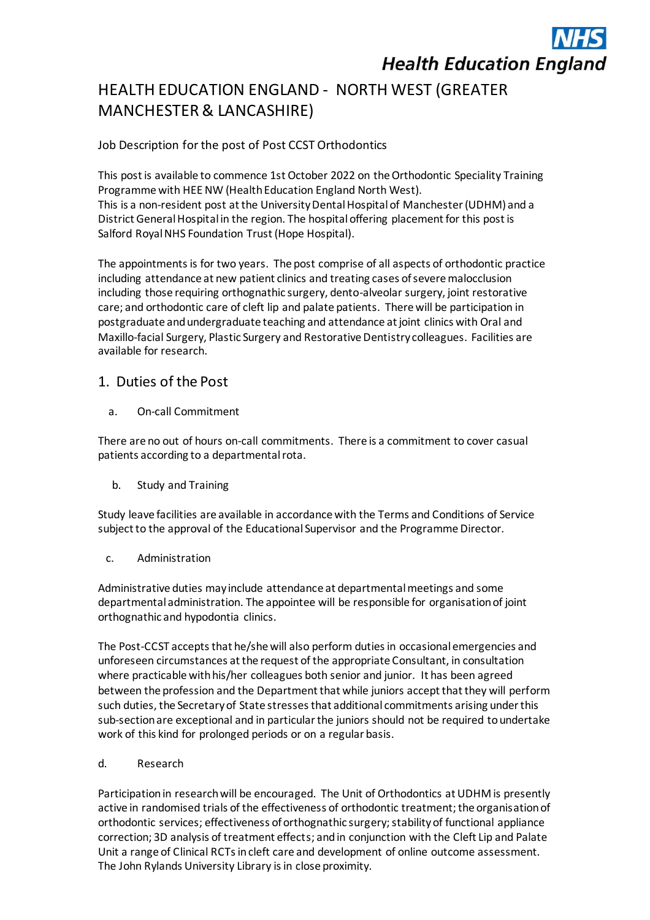NHS Health Education England

# HEALTH EDUCATION ENGLAND - NORTH WEST (GREATER MANCHESTER & LANCASHIRE)

Job Description for the post of Post CCST Orthodontics

This post is available to commence 1st October 2022 on the Orthodontic Speciality Training Programme with HEE NW (Health Education England North West).
This is a non-resident post at the University Dental Hospital of Manchester (UDHM) and a District General Hospital in the region. The hospital offering placement for this post is Salford Royal NHS Foundation Trust (Hope Hospital).

The appointments is for two years. The post comprise of all aspects of orthodontic practice including attendance at new patient clinics and treating cases of severe malocclusion including those requiring orthognathic surgery, dento-alveolar surgery, joint restorative care; and orthodontic care of cleft lip and palate patients. There will be participation in postgraduate and undergraduate teaching and attendance at joint clinics with Oral and Maxillo-facial Surgery, Plastic Surgery and Restorative Dentistry colleagues. Facilities are available for research.

## 1. Duties of the Post

### a. On-call Commitment

There are no out of hours on-call commitments. There is a commitment to cover casual patients according to a departmental rota.

### b. Study and Training

Study leave facilities are available in accordance with the Terms and Conditions of Service subject to the approval of the Educational Supervisor and the Programme Director.

### c. Administration

Administrative duties may include attendance at departmental meetings and some departmental administration. The appointee will be responsible for organisation of joint orthognathic and hypodontia clinics.

The Post-CCST accepts that he/she will also perform duties in occasional emergencies and unforeseen circumstances at the request of the appropriate Consultant, in consultation where practicable with his/her colleagues both senior and junior. It has been agreed between the profession and the Department that while juniors accept that they will perform such duties, the Secretary of State stresses that additional commitments arising under this sub-section are exceptional and in particular the juniors should not be required to undertake work of this kind for prolonged periods or on a regular basis.

### d. Research

Participation in research will be encouraged. The Unit of Orthodontics at UDHM is presently active in randomised trials of the effectiveness of orthodontic treatment; the organisation of orthodontic services; effectiveness of orthognathic surgery; stability of functional appliance correction; 3D analysis of treatment effects; and in conjunction with the Cleft Lip and Palate Unit a range of Clinical RCTs in cleft care and development of online outcome assessment. The John Rylands University Library is in close proximity.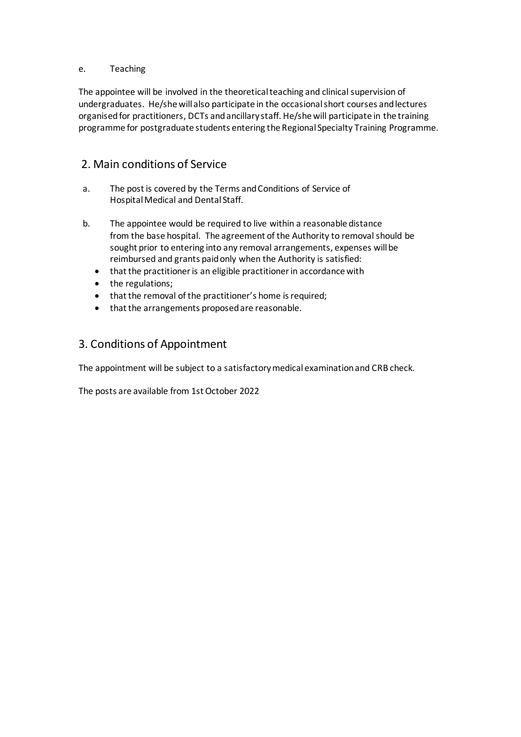e. Teaching

The appointee will be involved in the theoretical teaching and clinical supervision of undergraduates. He/she will also participate in the occasional short courses and lectures organised for practitioners, DCTs and ancillary staff. He/she will participate in the training programme for postgraduate students entering the Regional Specialty Training Programme.

## 2. Main conditions of Service

a. The post is covered by the Terms and Conditions of Service of Hospital Medical and Dental Staff.

b. The appointee would be required to live within a reasonable distance from the base hospital. The agreement of the Authority to removal should be sought prior to entering into any removal arrangements, expenses will be reimbursed and grants paid only when the Authority is satisfied:
   - that the practitioner is an eligible practitioner in accordance with
   - the regulations;
   - that the removal of the practitioner's home is required;
   - that the arrangements proposed are reasonable.

## 3. Conditions of Appointment

The appointment will be subject to a satisfactory medical examination and CRB check.

The posts are available from 1st October 2022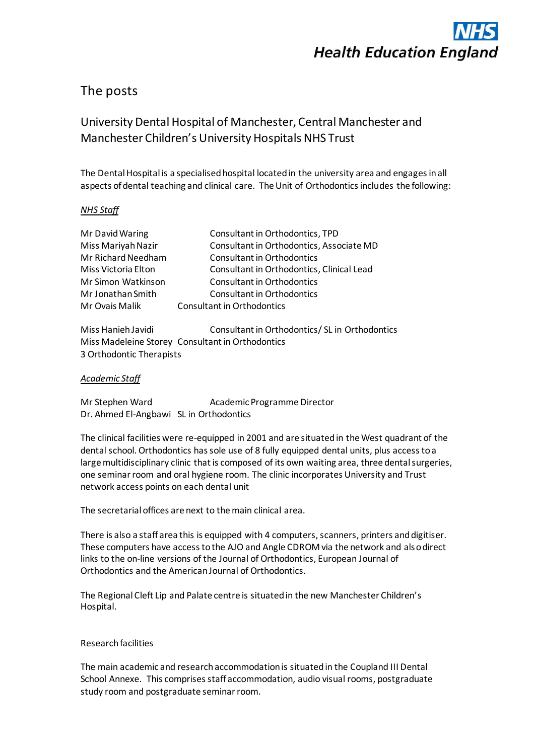## The posts

### University Dental Hospital of Manchester, Central Manchester and Manchester Children's University Hospitals NHS Trust

The Dental Hospital is a specialised hospital located in the university area and engages in all aspects of dental teaching and clinical care. The Unit of Orthodontics includes the following:

*NHS Staff*

| | |
|---|---|
| Mr David Waring | Consultant in Orthodontics, TPD |
| Miss Mariyah Nazir | Consultant in Orthodontics, Associate MD |
| Mr Richard Needham | Consultant in Orthodontics |
| Miss Victoria Elton | Consultant in Orthodontics, Clinical Lead |
| Mr Simon Watkinson | Consultant in Orthodontics |
| Mr Jonathan Smith | Consultant in Orthodontics |
| Mr Ovais Malik | Consultant in Orthodontics |

| | |
|---|---|
| Miss Hanieh Javidi | Consultant in Orthodontics/ SL in Orthodontics |
| Miss Madeleine Storey | Consultant in Orthodontics |
| 3 Orthodontic Therapists | |

*Academic Staff*

| | |
|---|---|
| Mr Stephen Ward | Academic Programme Director |
| Dr. Ahmed El-Angbawi | SL in Orthodontics |

The clinical facilities were re-equipped in 2001 and are situated in the West quadrant of the dental school. Orthodontics has sole use of 8 fully equipped dental units, plus access to a large multidisciplinary clinic that is composed of its own waiting area, three dental surgeries, one seminar room and oral hygiene room. The clinic incorporates University and Trust network access points on each dental unit

The secretarial offices are next to the main clinical area.

There is also a staff area this is equipped with 4 computers, scanners, printers and digitiser. These computers have access to the AJO and Angle CDROM via the network and also direct links to the on-line versions of the Journal of Orthodontics, European Journal of Orthodontics and the American Journal of Orthodontics.

The Regional Cleft Lip and Palate centre is situated in the new Manchester Children's Hospital.

Research facilities

The main academic and research accommodation is situated in the Coupland III Dental School Annexe. This comprises staff accommodation, audio visual rooms, postgraduate study room and postgraduate seminar room.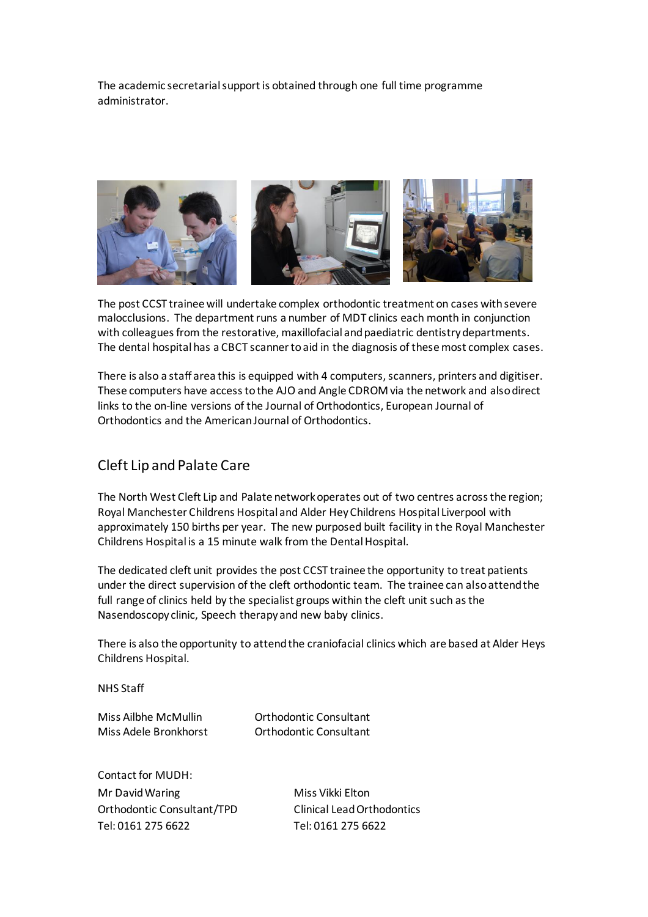The academic secretarial support is obtained through one full time programme administrator.

The post CCST trainee will undertake complex orthodontic treatment on cases with severe malocclusions. The department runs a number of MDT clinics each month in conjunction with colleagues from the restorative, maxillofacial and paediatric dentistry departments. The dental hospital has a CBCT scanner to aid in the diagnosis of these most complex cases.

There is also a staff area this is equipped with 4 computers, scanners, printers and digitiser. These computers have access to the AJO and Angle CDROM via the network and also direct links to the on-line versions of the Journal of Orthodontics, European Journal of Orthodontics and the American Journal of Orthodontics.

## Cleft Lip and Palate Care

The North West Cleft Lip and Palate network operates out of two centres across the region; Royal Manchester Childrens Hospital and Alder Hey Childrens Hospital Liverpool with approximately 150 births per year. The new purposed built facility in the Royal Manchester Childrens Hospital is a 15 minute walk from the Dental Hospital.

The dedicated cleft unit provides the post CCST trainee the opportunity to treat patients under the direct supervision of the cleft orthodontic team. The trainee can also attend the full range of clinics held by the specialist groups within the cleft unit such as the Nasendoscopy clinic, Speech therapy and new baby clinics.

There is also the opportunity to attend the craniofacial clinics which are based at Alder Heys Childrens Hospital.

NHS Staff

| | |
|---|---|
| Miss Ailbhe McMullin | Orthodontic Consultant |
| Miss Adele Bronkhorst | Orthodontic Consultant |

Contact for MUDH:

| | |
|---|---|
| Mr David Waring | Miss Vikki Elton |
| Orthodontic Consultant/TPD | Clinical Lead Orthodontics |
| Tel: 0161 275 6622 | Tel: 0161 275 6622 |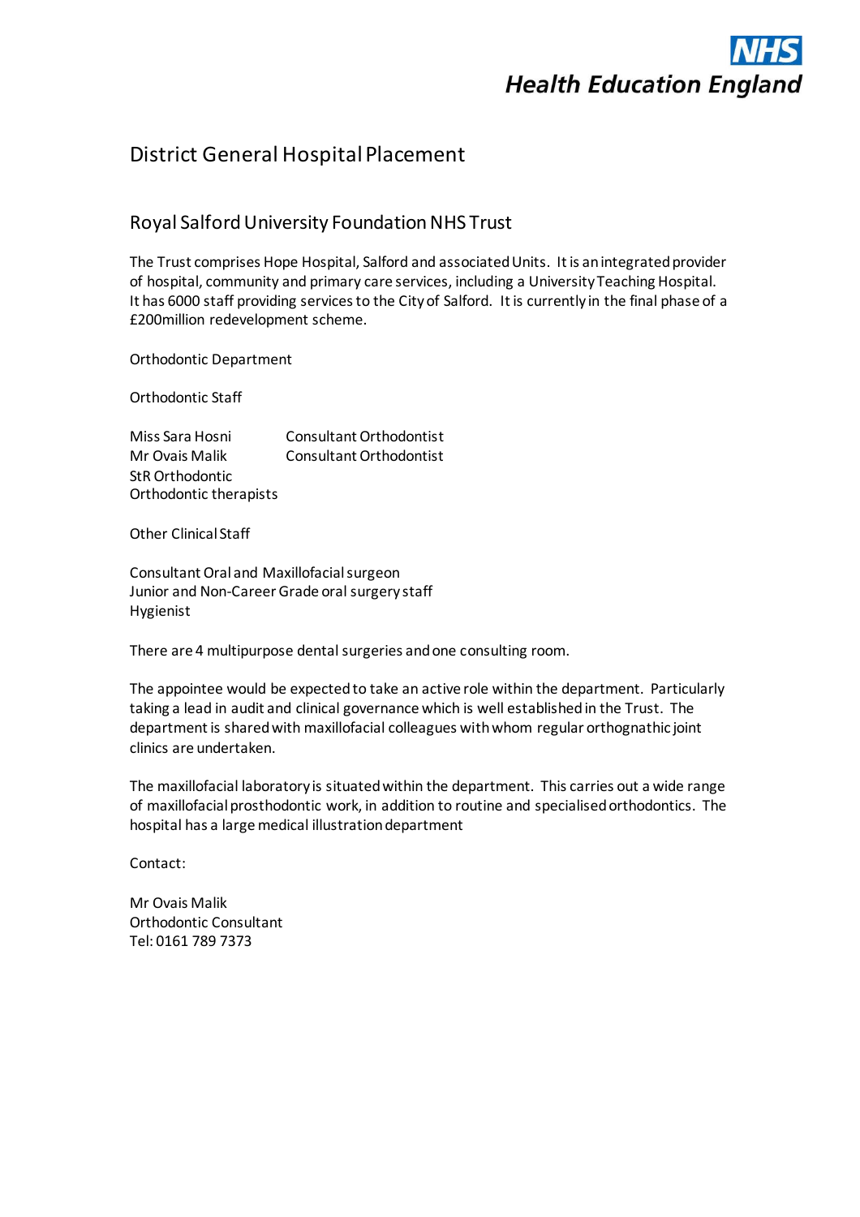# District General Hospital Placement

## Royal Salford University Foundation NHS Trust

The Trust comprises Hope Hospital, Salford and associated Units. It is an integrated provider of hospital, community and primary care services, including a University Teaching Hospital. It has 6000 staff providing services to the City of Salford. It is currently in the final phase of a £200million redevelopment scheme.

Orthodontic Department

Orthodontic Staff

| | |
|---|---|
| Miss Sara Hosni | Consultant Orthodontist |
| Mr Ovais Malik | Consultant Orthodontist |
| StR Orthodontic | |
| Orthodontic therapists | |

Other Clinical Staff

Consultant Oral and Maxillofacial surgeon
Junior and Non-Career Grade oral surgery staff
Hygienist

There are 4 multipurpose dental surgeries and one consulting room.

The appointee would be expected to take an active role within the department. Particularly taking a lead in audit and clinical governance which is well established in the Trust. The department is shared with maxillofacial colleagues with whom regular orthognathic joint clinics are undertaken.

The maxillofacial laboratory is situated within the department. This carries out a wide range of maxillofacial prosthodontic work, in addition to routine and specialised orthodontics. The hospital has a large medical illustration department

Contact:

Mr Ovais Malik
Orthodontic Consultant
Tel: 0161 789 7373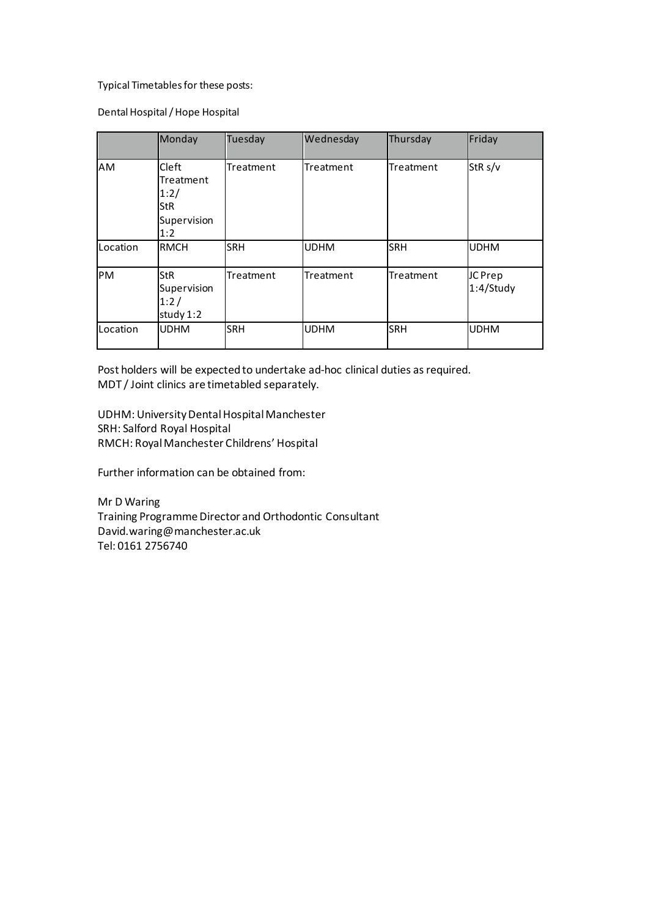Typical Timetables for these posts:

Dental Hospital / Hope Hospital

| | Monday | Tuesday | Wednesday | Thursday | Friday |
|---|---|---|---|---|---|
| AM | Cleft Treatment 1:2/ StR Supervision 1:2 | Treatment | Treatment | Treatment | StR s/v |
| Location | RMCH | SRH | UDHM | SRH | UDHM |
| PM | StR Supervision 1:2 / study 1:2 | Treatment | Treatment | Treatment | JC Prep 1:4/Study |
| Location | UDHM | SRH | UDHM | SRH | UDHM |

Post holders will be expected to undertake ad-hoc clinical duties as required.
MDT / Joint clinics are timetabled separately.

UDHM: University Dental Hospital Manchester
SRH: Salford Royal Hospital
RMCH: Royal Manchester Childrens' Hospital

Further information can be obtained from:

Mr D Waring
Training Programme Director and Orthodontic Consultant
David.waring@manchester.ac.uk
Tel: 0161 2756740